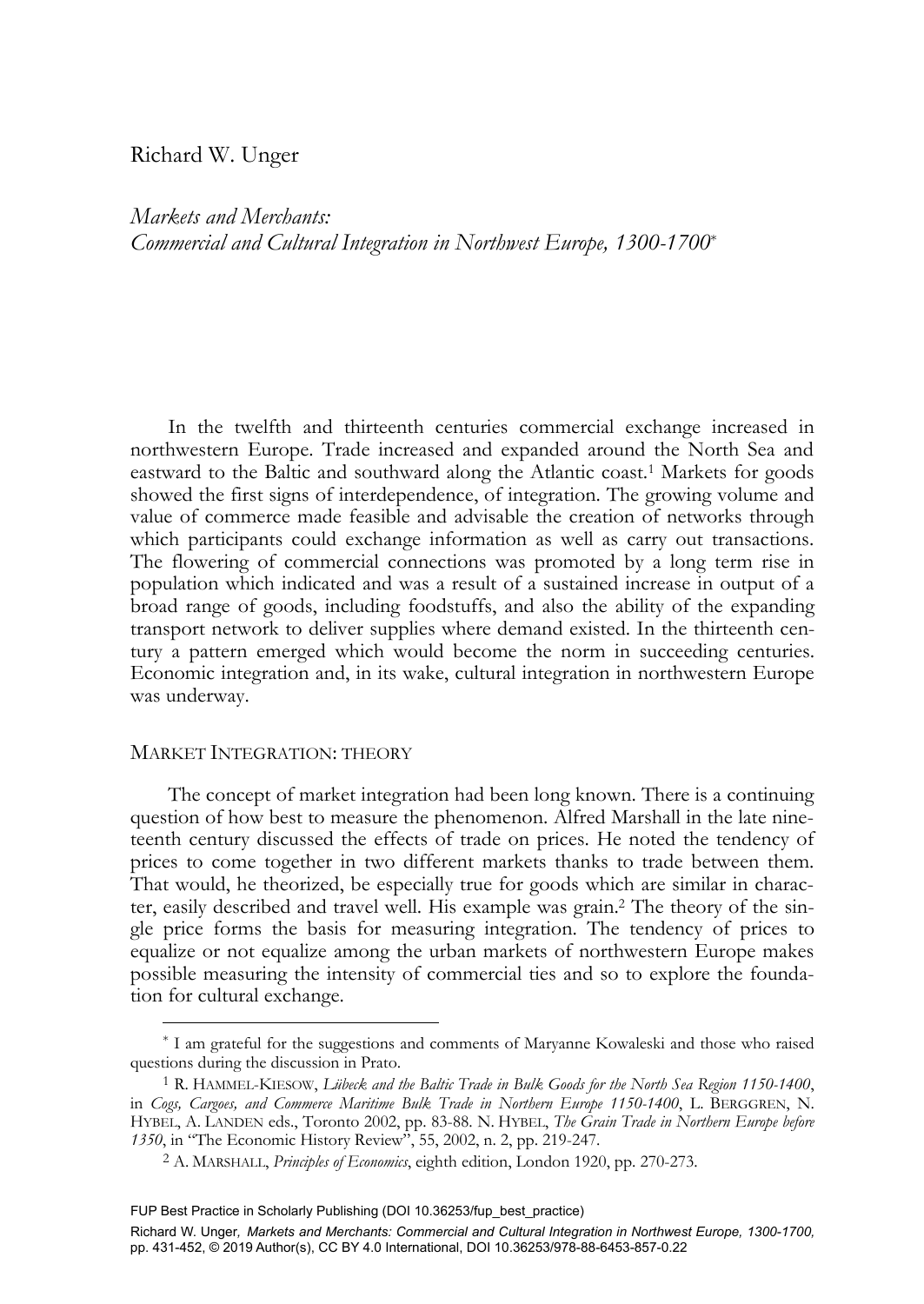Richard W. Unger

# *Markets and Merchants: Commercial and Cultural Integration in Northwest Europe, 1300-1700*[*]

In the twelfth and thirteenth centuries commercial exchange increased in northwestern Europe. Trade increased and expanded around the North Sea and eastward to the Baltic and southward along the Atlantic coast.[1] Markets for goods showed the first signs of interdependence, of integration. The growing volume and value of commerce made feasible and advisable the creation of networks through which participants could exchange information as well as carry out transactions. The flowering of commercial connections was promoted by a long term rise in population which indicated and was a result of a sustained increase in output of a broad range of goods, including foodstuffs, and also the ability of the expanding transport network to deliver supplies where demand existed. In the thirteenth century a pattern emerged which would become the norm in succeeding centuries. Economic integration and, in its wake, cultural integration in northwestern Europe was underway.

## MARKET INTEGRATION: THEORY

The concept of market integration had been long known. There is a continuing question of how best to measure the phenomenon. Alfred Marshall in the late nineteenth century discussed the effects of trade on prices. He noted the tendency of prices to come together in two different markets thanks to trade between them. That would, he theorized, be especially true for goods which are similar in character, easily described and travel well. His example was grain.[2] The theory of the single price forms the basis for measuring integration. The tendency of prices to equalize or not equalize among the urban markets of northwestern Europe makes possible measuring the intensity of commercial ties and so to explore the foundation for cultural exchange.

---

[*] I am grateful for the suggestions and comments of Maryanne Kowaleski and those who raised questions during the discussion in Prato.

[1] R. HAMMEL-KIESOW, *Lübeck and the Baltic Trade in Bulk Goods for the North Sea Region 1150-1400*, in *Cogs, Cargoes, and Commerce Maritime Bulk Trade in Northern Europe 1150-1400*, L. BERGGREN, N. HYBEL, A. LANDEN eds., Toronto 2002, pp. 83-88. N. HYBEL, *The Grain Trade in Northern Europe before 1350*, in "The Economic History Review", 55, 2002, n. 2, pp. 219-247.

[2] A. MARSHALL, *Principles of Economics*, eighth edition, London 1920, pp. 270-273.

FUP Best Practice in Scholarly Publishing (DOI 10.36253/fup_best_practice)

Richard W. Unger, *Markets and Merchants: Commercial and Cultural Integration in Northwest Europe, 1300-1700*, pp. 431-452, © 2019 Author(s), CC BY 4.0 International, DOI 10.36253/978-88-6453-857-0.22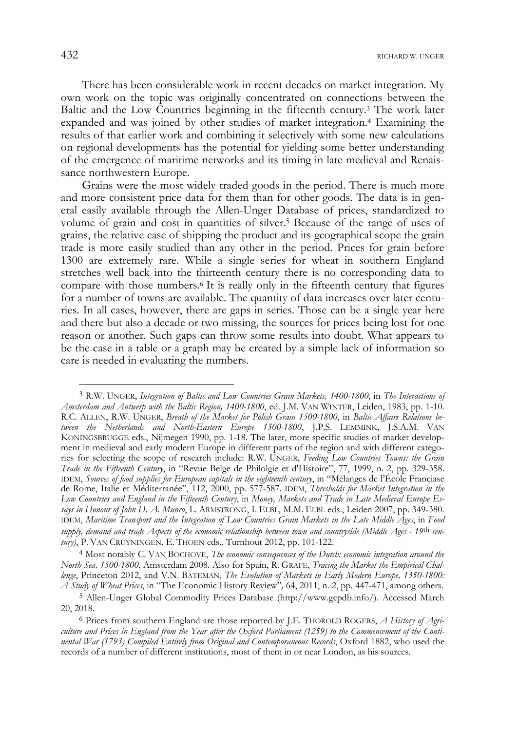There has been considerable work in recent decades on market integration. My own work on the topic was originally concentrated on connections between the Baltic and the Low Countries beginning in the fifteenth century.[3] The work later expanded and was joined by other studies of market integration.[4] Examining the results of that earlier work and combining it selectively with some new calculations on regional developments has the potential for yielding some better understanding of the emergence of maritime networks and its timing in late medieval and Renaissance northwestern Europe.

Grains were the most widely traded goods in the period. There is much more and more consistent price data for them than for other goods. The data is in general easily available through the Allen-Unger Database of prices, standardized to volume of grain and cost in quantities of silver.[5] Because of the range of uses of grains, the relative ease of shipping the product and its geographical scope the grain trade is more easily studied than any other in the period. Prices for grain before 1300 are extremely rare. While a single series for wheat in southern England stretches well back into the thirteenth century there is no corresponding data to compare with those numbers.[6] It is really only in the fifteenth century that figures for a number of towns are available. The quantity of data increases over later centuries. In all cases, however, there are gaps in series. Those can be a single year here and there but also a decade or two missing, the sources for prices being lost for one reason or another. Such gaps can throw some results into doubt. What appears to be the case in a table or a graph may be created by a simple lack of information so care is needed in evaluating the numbers.

---

[3] R.W. UNGER, *Integration of Baltic and Low Countries Grain Markets, 1400-1800*, in *The Interactions of Amsterdam and Antwerp with the Baltic Region, 1400-1800*, ed. J.M. VAN WINTER, Leiden, 1983, pp. 1-10. R.C. ALLEN, R.W. UNGER, *Breath of the Market for Polish Grain 1500-1800*, in *Baltic Affairs Relations between the Netherlands and North-Eastern Europe 1500-1800*, J.P.S. LEMMINK, J.S.A.M. VAN KONINGSBRUGGE eds., Nijmegen 1990, pp. 1-18. The later, more specific studies of market development in medieval and early modern Europe in different parts of the region and with different categories for selecting the scope of research include: R.W. UNGER, *Feeding Low Countries Towns: the Grain Trade in the Fifteenth Century*, in "Revue Belge de Philolgie et d'Histoire", 77, 1999, n. 2, pp. 329-358. IDEM, *Sources of food supplies for European capitals in the eighteenth century*, in "Mélanges de l'École Françiase de Rome, Italie et Méditerranée", 112, 2000, pp. 577-587. IDEM, *Thresholds for Market Integration in the Low Countries and England in the Fifteenth Century*, in *Money, Markets and Trade in Late Medieval Europe Essays in Honour of John H. A. Munro*, L. ARMSTRONG, I. ELBL, M.M. ELBL eds., Leiden 2007, pp. 349-380. IDEM, *Maritime Transport and the Integration of Low Countries Grain Markets in the Late Middle Ages*, in *Food supply, demand and trade Aspects of the economic relationship between town and countryside (Middle Ages - 19th century)*, P. VAN CRUYNINGEN, E. THOEN eds., Turnhout 2012, pp. 101-122.

[4] Most notably C. VAN BOCHOVE, *The economic consequences of the Dutch: economic integration around the North Sea, 1500-1800*, Amsterdam 2008. Also for Spain, R. GRAFE, *Tracing the Market the Empirical Challenge*, Princeton 2012, and V.N. BATEMAN, *The Evolution of Markets in Early Modern Europe, 1350-1800: A Study of Wheat Prices*, in "The Economic History Review", 64, 2011, n. 2, pp. 447-471, among others.

[5] Allen-Unger Global Commodity Prices Database (http://www.gcpdb.info/). Accessed March 20, 2018.

[6] Prices from southern England are those reported by J.E. THOROLD ROGERS, *A History of Agriculture and Prices in England from the Year after the Oxford Parliament (1259) to the Commencement of the Continental War (1793) Compiled Entirely from Original and Contemporaneous Records*, Oxford 1882, who used the records of a number of different institutions, most of them in or near London, as his sources.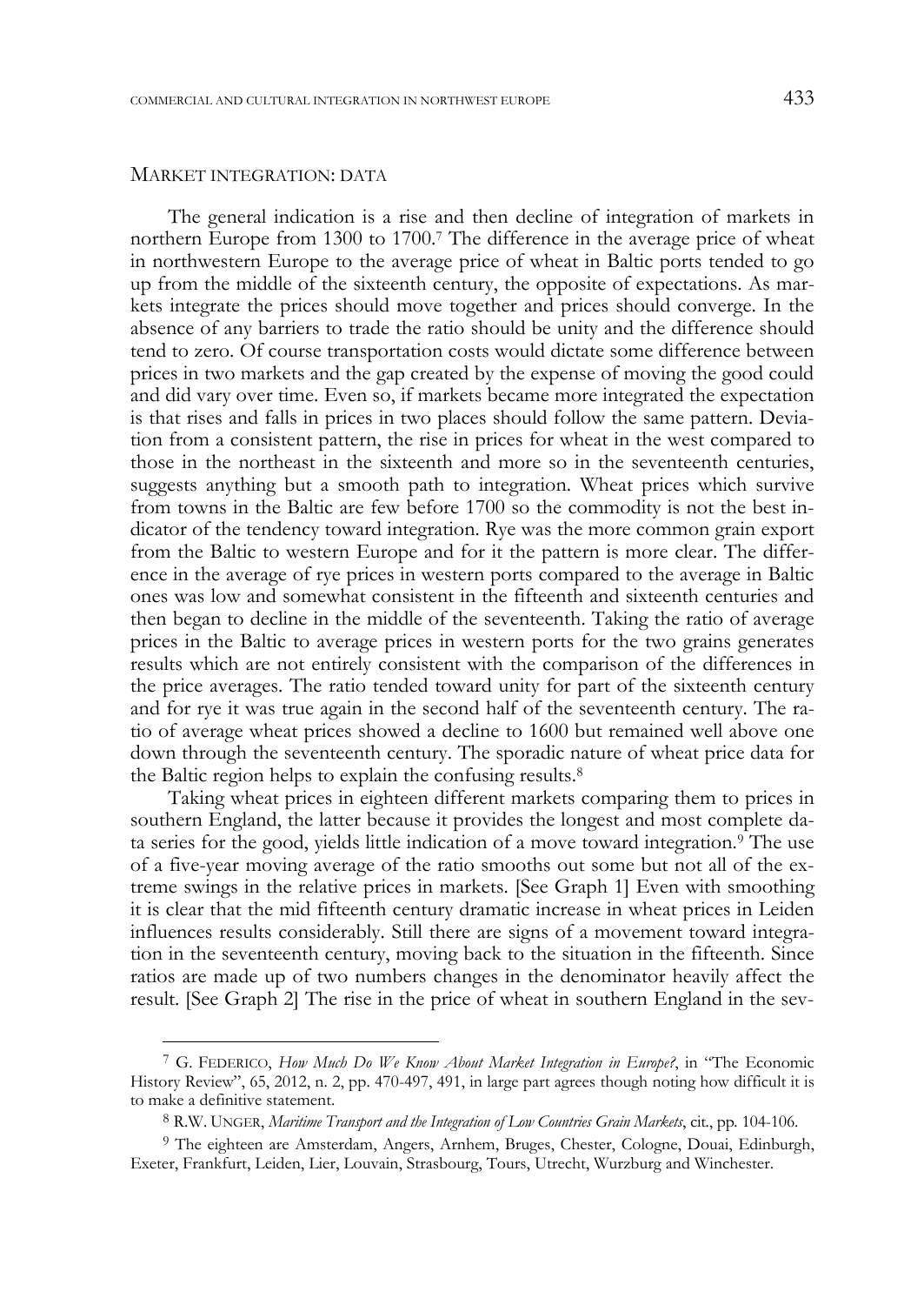## MARKET INTEGRATION: DATA

The general indication is a rise and then decline of integration of markets in northern Europe from 1300 to 1700.[7] The difference in the average price of wheat in northwestern Europe to the average price of wheat in Baltic ports tended to go up from the middle of the sixteenth century, the opposite of expectations. As markets integrate the prices should move together and prices should converge. In the absence of any barriers to trade the ratio should be unity and the difference should tend to zero. Of course transportation costs would dictate some difference between prices in two markets and the gap created by the expense of moving the good could and did vary over time. Even so, if markets became more integrated the expectation is that rises and falls in prices in two places should follow the same pattern. Deviation from a consistent pattern, the rise in prices for wheat in the west compared to those in the northeast in the sixteenth and more so in the seventeenth centuries, suggests anything but a smooth path to integration. Wheat prices which survive from towns in the Baltic are few before 1700 so the commodity is not the best indicator of the tendency toward integration. Rye was the more common grain export from the Baltic to western Europe and for it the pattern is more clear. The difference in the average of rye prices in western ports compared to the average in Baltic ones was low and somewhat consistent in the fifteenth and sixteenth centuries and then began to decline in the middle of the seventeenth. Taking the ratio of average prices in the Baltic to average prices in western ports for the two grains generates results which are not entirely consistent with the comparison of the differences in the price averages. The ratio tended toward unity for part of the sixteenth century and for rye it was true again in the second half of the seventeenth century. The ratio of average wheat prices showed a decline to 1600 but remained well above one down through the seventeenth century. The sporadic nature of wheat price data for the Baltic region helps to explain the confusing results.[8]

Taking wheat prices in eighteen different markets comparing them to prices in southern England, the latter because it provides the longest and most complete data series for the good, yields little indication of a move toward integration.[9] The use of a five-year moving average of the ratio smooths out some but not all of the extreme swings in the relative prices in markets. [See Graph 1] Even with smoothing it is clear that the mid fifteenth century dramatic increase in wheat prices in Leiden influences results considerably. Still there are signs of a movement toward integration in the seventeenth century, moving back to the situation in the fifteenth. Since ratios are made up of two numbers changes in the denominator heavily affect the result. [See Graph 2] The rise in the price of wheat in southern England in the sev-

---

[7] G. FEDERICO, *How Much Do We Know About Market Integration in Europe?*, in "The Economic History Review", 65, 2012, n. 2, pp. 470-497, 491, in large part agrees though noting how difficult it is to make a definitive statement.

[8] R.W. UNGER, *Maritime Transport and the Integration of Low Countries Grain Markets*, cit., pp. 104-106.

[9] The eighteen are Amsterdam, Angers, Arnhem, Bruges, Chester, Cologne, Douai, Edinburgh, Exeter, Frankfurt, Leiden, Lier, Louvain, Strasbourg, Tours, Utrecht, Wurzburg and Winchester.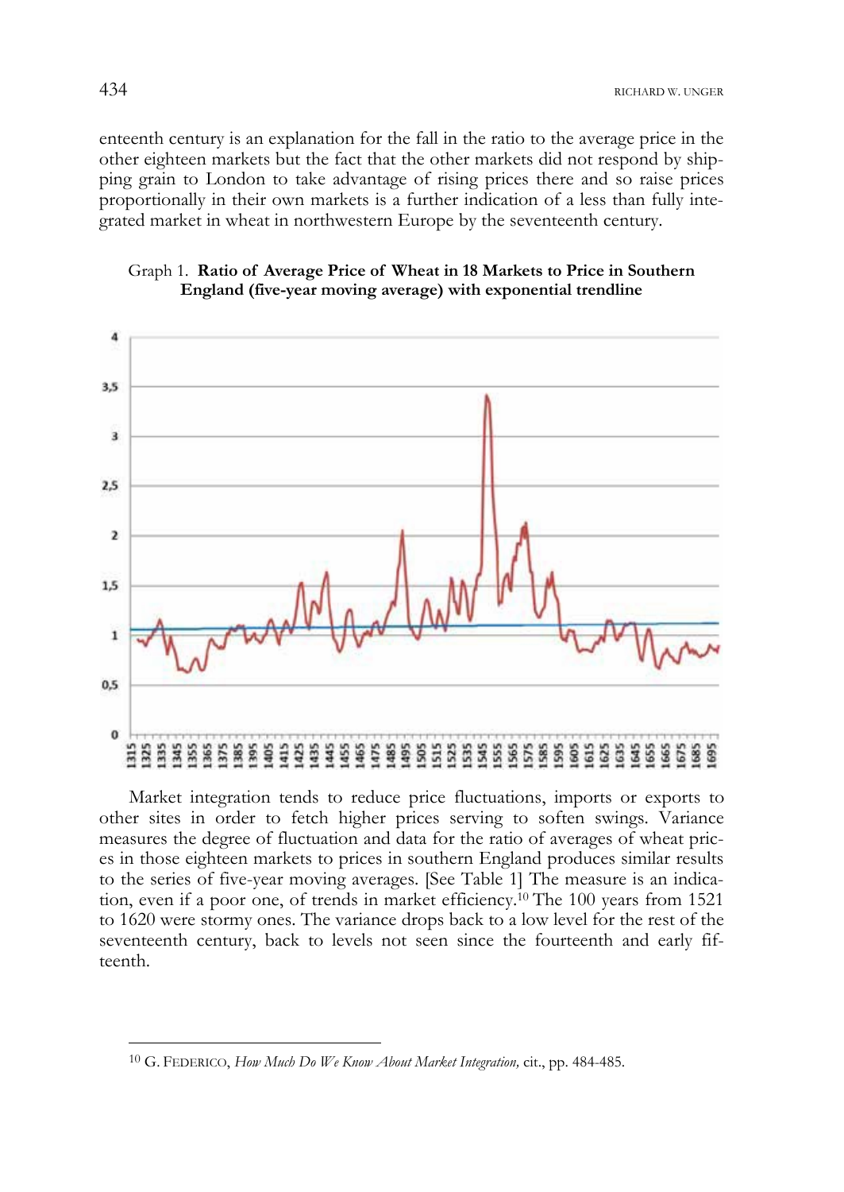enteenth century is an explanation for the fall in the ratio to the average price in the other eighteen markets but the fact that the other markets did not respond by shipping grain to London to take advantage of rising prices there and so raise prices proportionally in their own markets is a further indication of a less than fully integrated market in wheat in northwestern Europe by the seventeenth century.

Graph 1. **Ratio of Average Price of Wheat in 18 Markets to Price in Southern England (five-year moving average) with exponential trendline**

Market integration tends to reduce price fluctuations, imports or exports to other sites in order to fetch higher prices serving to soften swings. Variance measures the degree of fluctuation and data for the ratio of averages of wheat prices in those eighteen markets to prices in southern England produces similar results to the series of five-year moving averages. [See Table 1] The measure is an indication, even if a poor one, of trends in market efficiency.[10] The 100 years from 1521 to 1620 were stormy ones. The variance drops back to a low level for the rest of the seventeenth century, back to levels not seen since the fourteenth and early fifteenth.

---

[10] G. FEDERICO, *How Much Do We Know About Market Integration,* cit., pp. 484-485.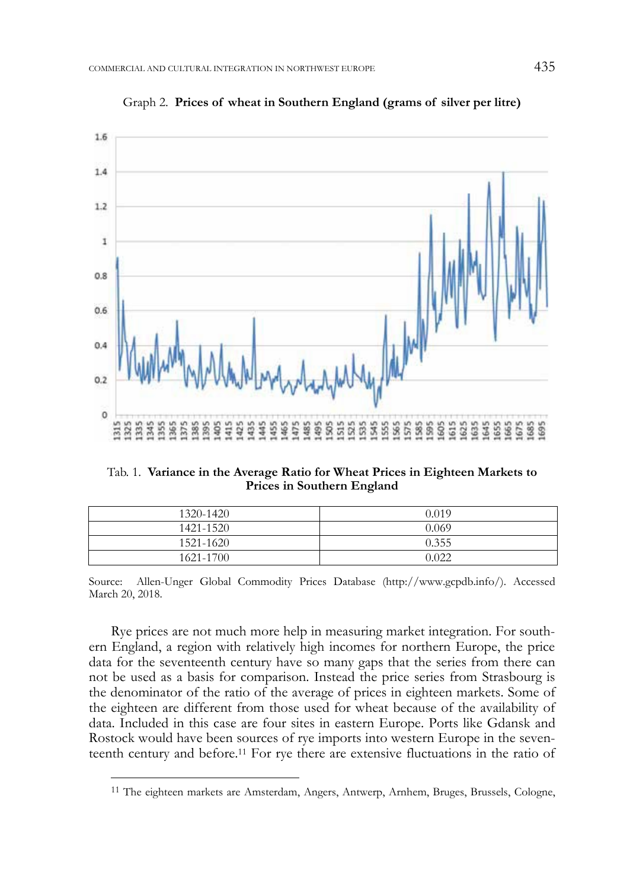Graph 2. **Prices of wheat in Southern England (grams of silver per litre)**

Tab. 1. **Variance in the Average Ratio for Wheat Prices in Eighteen Markets to Prices in Southern England**

| | |
|---|---|
| 1320-1420 | 0.019 |
| 1421-1520 | 0.069 |
| 1521-1620 | 0.355 |
| 1621-1700 | 0.022 |

Source: Allen-Unger Global Commodity Prices Database (http://www.gcpdb.info/). Accessed March 20, 2018.

Rye prices are not much more help in measuring market integration. For southern England, a region with relatively high incomes for northern Europe, the price data for the seventeenth century have so many gaps that the series from there can not be used as a basis for comparison. Instead the price series from Strasbourg is the denominator of the ratio of the average of prices in eighteen markets. Some of the eighteen are different from those used for wheat because of the availability of data. Included in this case are four sites in eastern Europe. Ports like Gdansk and Rostock would have been sources of rye imports into western Europe in the seventeenth century and before.[11] For rye there are extensive fluctuations in the ratio of

[11] The eighteen markets are Amsterdam, Angers, Antwerp, Arnhem, Bruges, Brussels, Cologne,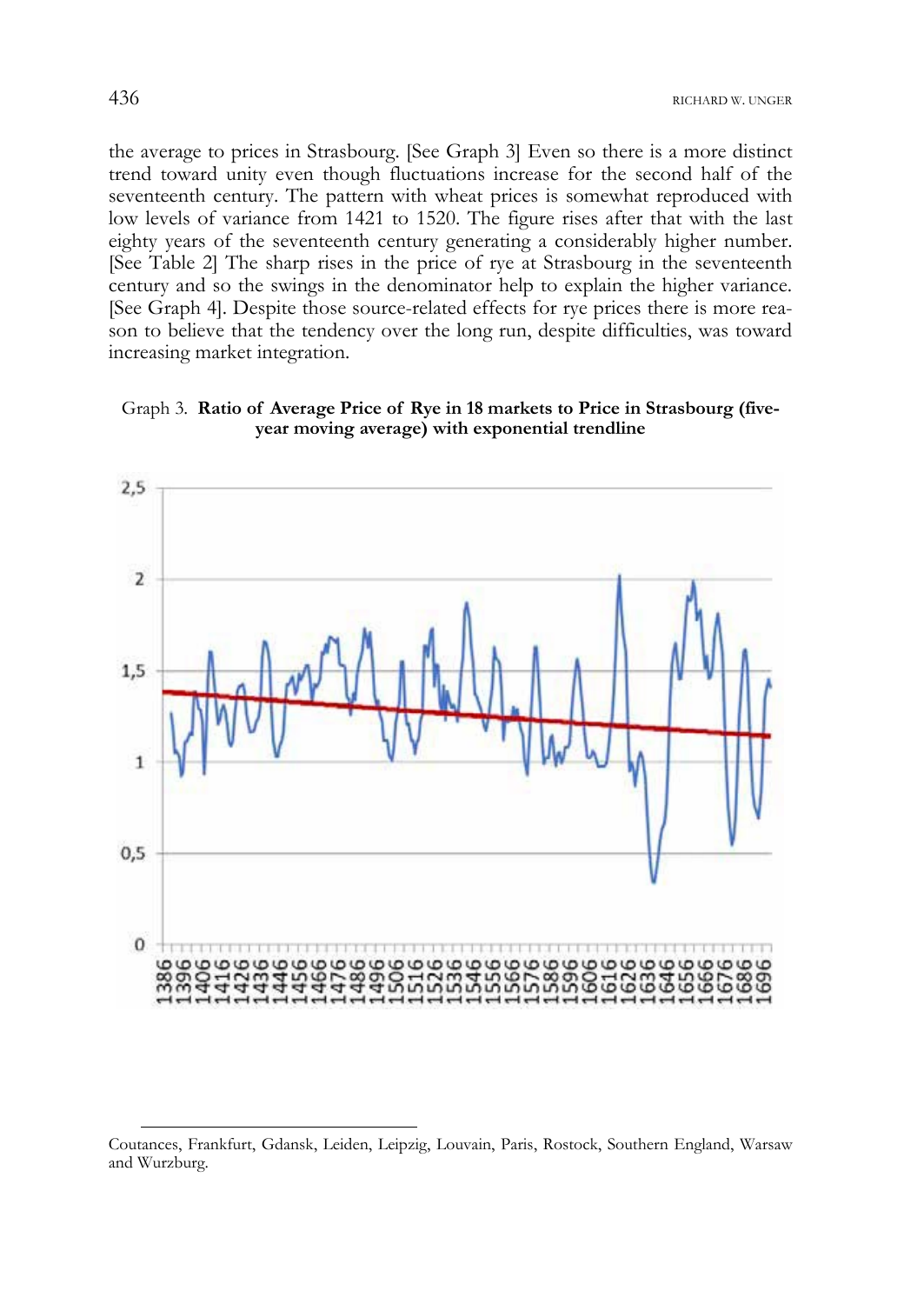the average to prices in Strasbourg. [See Graph 3] Even so there is a more distinct trend toward unity even though fluctuations increase for the second half of the seventeenth century. The pattern with wheat prices is somewhat reproduced with low levels of variance from 1421 to 1520. The figure rises after that with the last eighty years of the seventeenth century generating a considerably higher number. [See Table 2] The sharp rises in the price of rye at Strasbourg in the seventeenth century and so the swings in the denominator help to explain the higher variance. [See Graph 4]. Despite those source-related effects for rye prices there is more reason to believe that the tendency over the long run, despite difficulties, was toward increasing market integration.

Graph 3. **Ratio of Average Price of Rye in 18 markets to Price in Strasbourg (five-year moving average) with exponential trendline**

---

Coutances, Frankfurt, Gdansk, Leiden, Leipzig, Louvain, Paris, Rostock, Southern England, Warsaw and Wurzburg.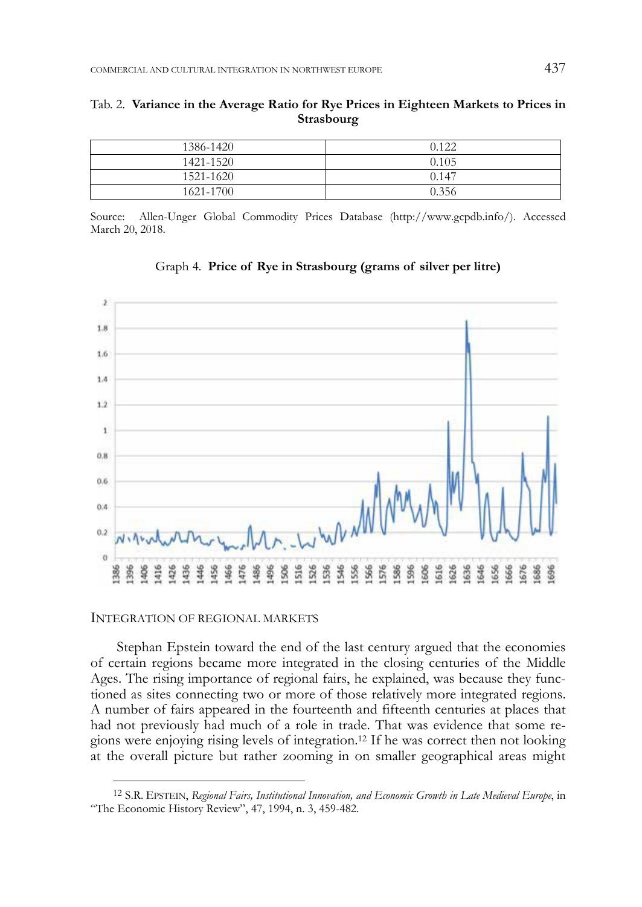Tab. 2. **Variance in the Average Ratio for Rye Prices in Eighteen Markets to Prices in Strasbourg**

| | |
|---|---|
| 1386-1420 | 0.122 |
| 1421-1520 | 0.105 |
| 1521-1620 | 0.147 |
| 1621-1700 | 0.356 |

Source: Allen-Unger Global Commodity Prices Database (http://www.gcpdb.info/). Accessed March 20, 2018.

Graph 4. **Price of Rye in Strasbourg (grams of silver per litre)**

## INTEGRATION OF REGIONAL MARKETS

Stephan Epstein toward the end of the last century argued that the economies of certain regions became more integrated in the closing centuries of the Middle Ages. The rising importance of regional fairs, he explained, was because they functioned as sites connecting two or more of those relatively more integrated regions. A number of fairs appeared in the fourteenth and fifteenth centuries at places that had not previously had much of a role in trade. That was evidence that some regions were enjoying rising levels of integration.[12] If he was correct then not looking at the overall picture but rather zooming in on smaller geographical areas might

[12] S.R. EPSTEIN, *Regional Fairs, Institutional Innovation, and Economic Growth in Late Medieval Europe*, in "The Economic History Review", 47, 1994, n. 3, 459-482.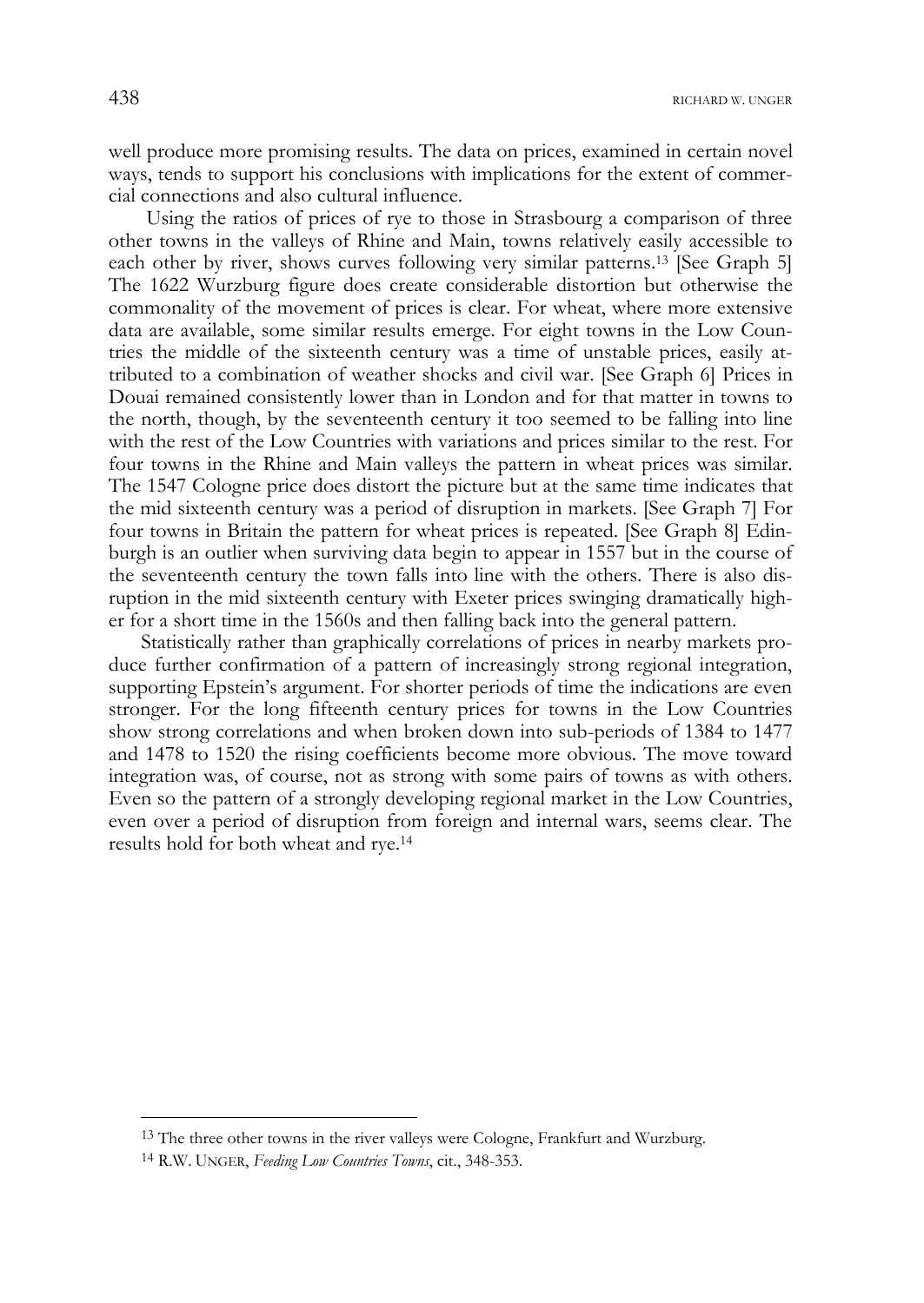well produce more promising results. The data on prices, examined in certain novel ways, tends to support his conclusions with implications for the extent of commercial connections and also cultural influence.

Using the ratios of prices of rye to those in Strasbourg a comparison of three other towns in the valleys of Rhine and Main, towns relatively easily accessible to each other by river, shows curves following very similar patterns.[13] [See Graph 5] The 1622 Wurzburg figure does create considerable distortion but otherwise the commonality of the movement of prices is clear. For wheat, where more extensive data are available, some similar results emerge. For eight towns in the Low Countries the middle of the sixteenth century was a time of unstable prices, easily attributed to a combination of weather shocks and civil war. [See Graph 6] Prices in Douai remained consistently lower than in London and for that matter in towns to the north, though, by the seventeenth century it too seemed to be falling into line with the rest of the Low Countries with variations and prices similar to the rest. For four towns in the Rhine and Main valleys the pattern in wheat prices was similar. The 1547 Cologne price does distort the picture but at the same time indicates that the mid sixteenth century was a period of disruption in markets. [See Graph 7] For four towns in Britain the pattern for wheat prices is repeated. [See Graph 8] Edinburgh is an outlier when surviving data begin to appear in 1557 but in the course of the seventeenth century the town falls into line with the others. There is also disruption in the mid sixteenth century with Exeter prices swinging dramatically higher for a short time in the 1560s and then falling back into the general pattern.

Statistically rather than graphically correlations of prices in nearby markets produce further confirmation of a pattern of increasingly strong regional integration, supporting Epstein's argument. For shorter periods of time the indications are even stronger. For the long fifteenth century prices for towns in the Low Countries show strong correlations and when broken down into sub-periods of 1384 to 1477 and 1478 to 1520 the rising coefficients become more obvious. The move toward integration was, of course, not as strong with some pairs of towns as with others. Even so the pattern of a strongly developing regional market in the Low Countries, even over a period of disruption from foreign and internal wars, seems clear. The results hold for both wheat and rye.[14]

---

[13] The three other towns in the river valleys were Cologne, Frankfurt and Wurzburg.

[14] R.W. Unger, *Feeding Low Countries Towns*, cit., 348-353.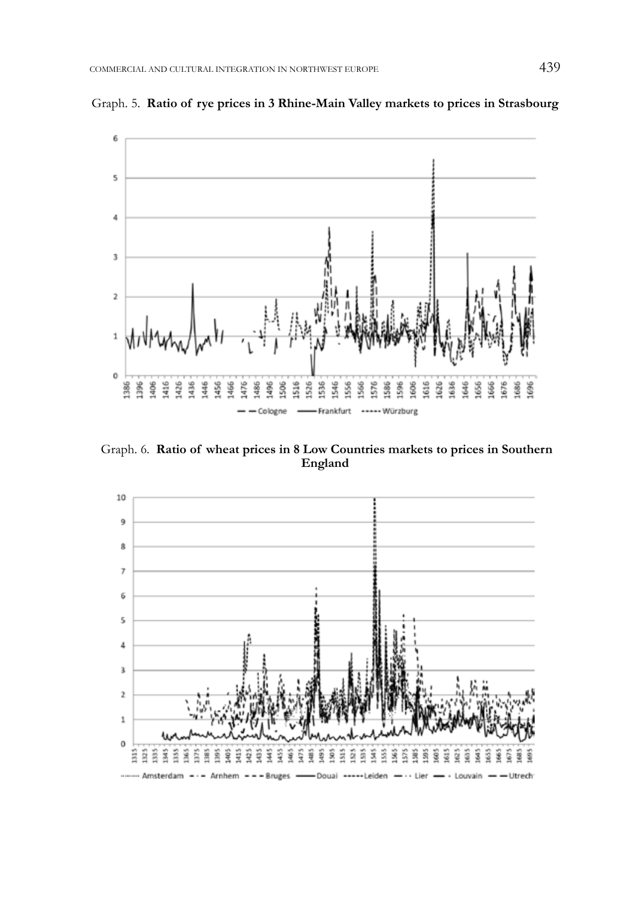Graph. 5. **Ratio of rye prices in 3 Rhine-Main Valley markets to prices in Strasbourg**

Graph. 6. **Ratio of wheat prices in 8 Low Countries markets to prices in Southern England**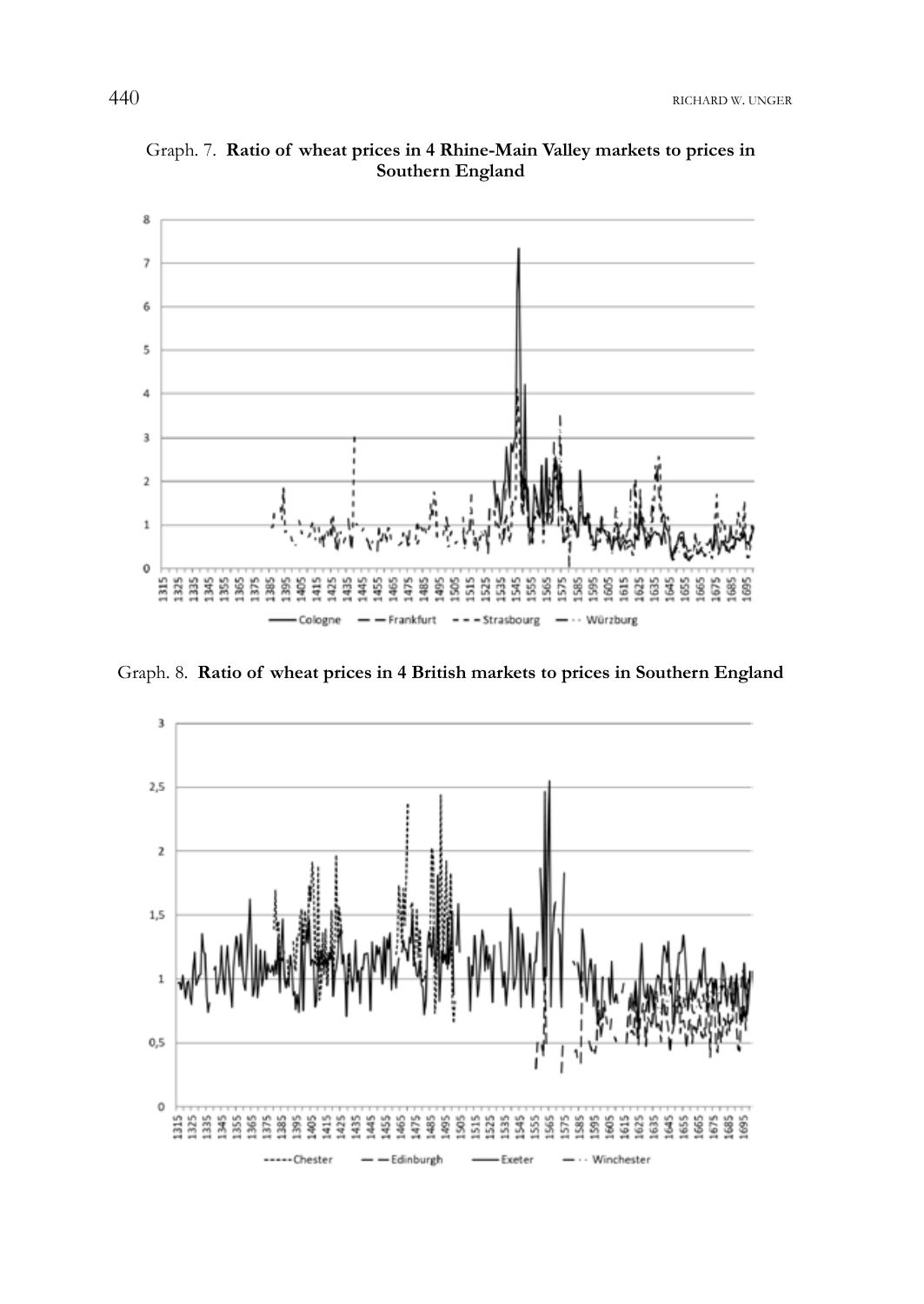Graph. 7. **Ratio of wheat prices in 4 Rhine-Main Valley markets to prices in Southern England**

Graph. 8. **Ratio of wheat prices in 4 British markets to prices in Southern England**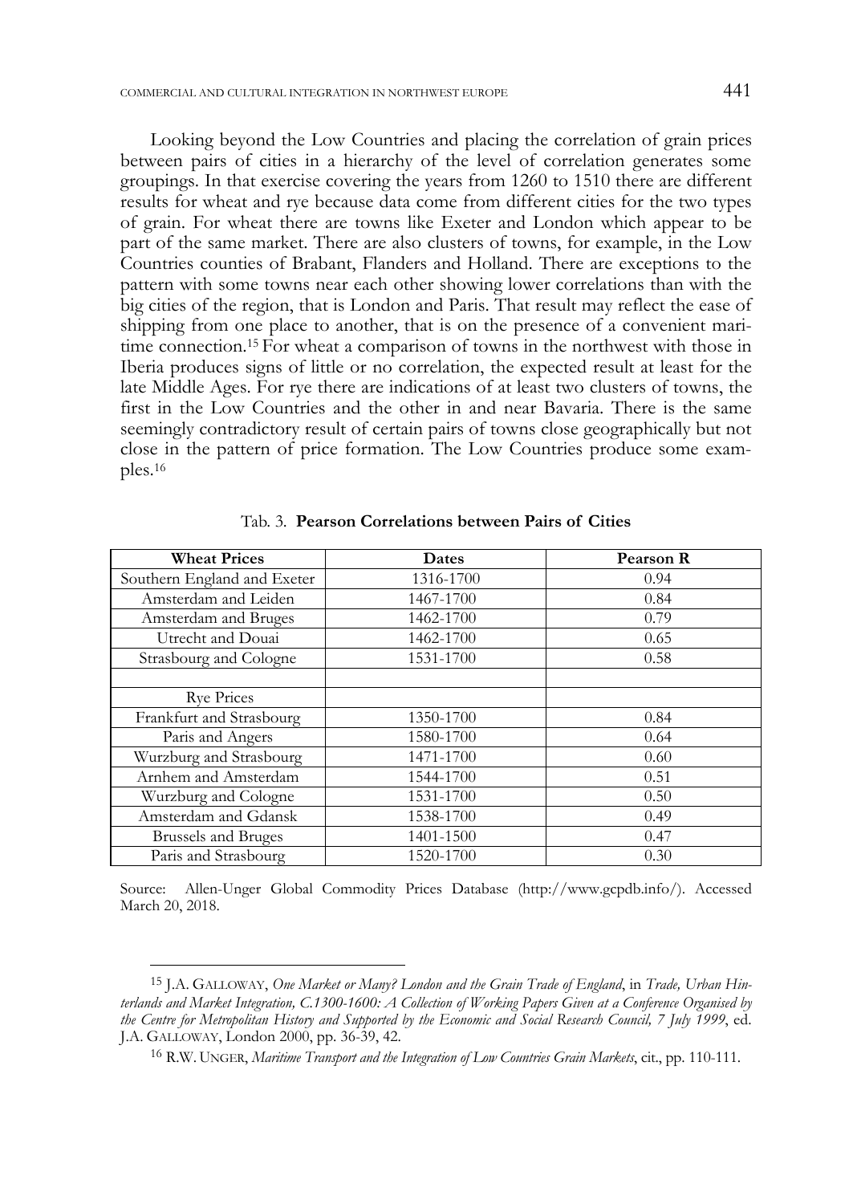Looking beyond the Low Countries and placing the correlation of grain prices between pairs of cities in a hierarchy of the level of correlation generates some groupings. In that exercise covering the years from 1260 to 1510 there are different results for wheat and rye because data come from different cities for the two types of grain. For wheat there are towns like Exeter and London which appear to be part of the same market. There are also clusters of towns, for example, in the Low Countries counties of Brabant, Flanders and Holland. There are exceptions to the pattern with some towns near each other showing lower correlations than with the big cities of the region, that is London and Paris. That result may reflect the ease of shipping from one place to another, that is on the presence of a convenient maritime connection.[15] For wheat a comparison of towns in the northwest with those in Iberia produces signs of little or no correlation, the expected result at least for the late Middle Ages. For rye there are indications of at least two clusters of towns, the first in the Low Countries and the other in and near Bavaria. There is the same seemingly contradictory result of certain pairs of towns close geographically but not close in the pattern of price formation. The Low Countries produce some examples.[16]

Tab. 3. **Pearson Correlations between Pairs of Cities**

| **Wheat Prices** | **Dates** | **Pearson R** |
|---|---|---|
| Southern England and Exeter | 1316-1700 | 0.94 |
| Amsterdam and Leiden | 1467-1700 | 0.84 |
| Amsterdam and Bruges | 1462-1700 | 0.79 |
| Utrecht and Douai | 1462-1700 | 0.65 |
| Strasbourg and Cologne | 1531-1700 | 0.58 |
| | | |
| Rye Prices | | |
| Frankfurt and Strasbourg | 1350-1700 | 0.84 |
| Paris and Angers | 1580-1700 | 0.64 |
| Wurzburg and Strasbourg | 1471-1700 | 0.60 |
| Arnhem and Amsterdam | 1544-1700 | 0.51 |
| Wurzburg and Cologne | 1531-1700 | 0.50 |
| Amsterdam and Gdansk | 1538-1700 | 0.49 |
| Brussels and Bruges | 1401-1500 | 0.47 |
| Paris and Strasbourg | 1520-1700 | 0.30 |

Source: Allen-Unger Global Commodity Prices Database (http://www.gcpdb.info/). Accessed March 20, 2018.

[15] J.A. GALLOWAY, *One Market or Many? London and the Grain Trade of England*, in *Trade, Urban Hinterlands and Market Integration, C.1300-1600: A Collection of Working Papers Given at a Conference Organised by the Centre for Metropolitan History and Supported by the Economic and Social Research Council, 7 July 1999*, ed. J.A. GALLOWAY, London 2000, pp. 36-39, 42.

[16] R.W. UNGER, *Maritime Transport and the Integration of Low Countries Grain Markets*, cit., pp. 110-111.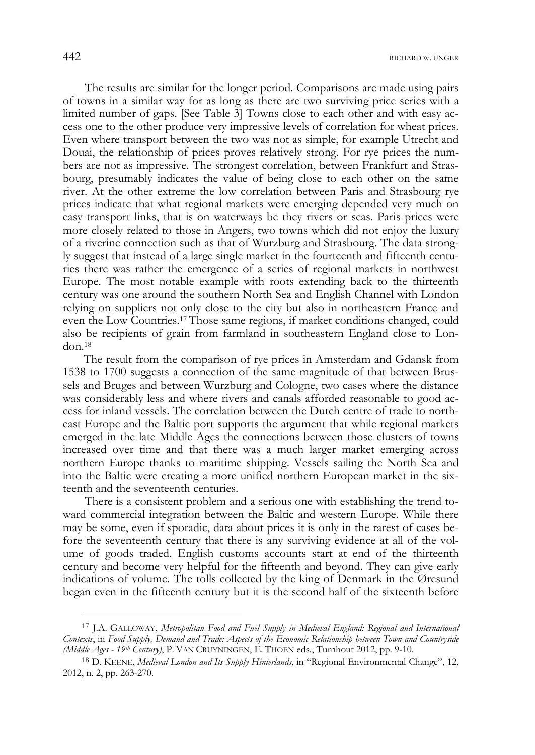The results are similar for the longer period. Comparisons are made using pairs of towns in a similar way for as long as there are two surviving price series with a limited number of gaps. [See Table 3] Towns close to each other and with easy access one to the other produce very impressive levels of correlation for wheat prices. Even where transport between the two was not as simple, for example Utrecht and Douai, the relationship of prices proves relatively strong. For rye prices the numbers are not as impressive. The strongest correlation, between Frankfurt and Strasbourg, presumably indicates the value of being close to each other on the same river. At the other extreme the low correlation between Paris and Strasbourg rye prices indicate that what regional markets were emerging depended very much on easy transport links, that is on waterways be they rivers or seas. Paris prices were more closely related to those in Angers, two towns which did not enjoy the luxury of a riverine connection such as that of Wurzburg and Strasbourg. The data strongly suggest that instead of a large single market in the fourteenth and fifteenth centuries there was rather the emergence of a series of regional markets in northwest Europe. The most notable example with roots extending back to the thirteenth century was one around the southern North Sea and English Channel with London relying on suppliers not only close to the city but also in northeastern France and even the Low Countries.[17] Those same regions, if market conditions changed, could also be recipients of grain from farmland in southeastern England close to London.[18]

The result from the comparison of rye prices in Amsterdam and Gdansk from 1538 to 1700 suggests a connection of the same magnitude of that between Brussels and Bruges and between Wurzburg and Cologne, two cases where the distance was considerably less and where rivers and canals afforded reasonable to good access for inland vessels. The correlation between the Dutch centre of trade to northeast Europe and the Baltic port supports the argument that while regional markets emerged in the late Middle Ages the connections between those clusters of towns increased over time and that there was a much larger market emerging across northern Europe thanks to maritime shipping. Vessels sailing the North Sea and into the Baltic were creating a more unified northern European market in the sixteenth and the seventeenth centuries.

There is a consistent problem and a serious one with establishing the trend toward commercial integration between the Baltic and western Europe. While there may be some, even if sporadic, data about prices it is only in the rarest of cases before the seventeenth century that there is any surviving evidence at all of the volume of goods traded. English customs accounts start at end of the thirteenth century and become very helpful for the fifteenth and beyond. They can give early indications of volume. The tolls collected by the king of Denmark in the Øresund began even in the fifteenth century but it is the second half of the sixteenth before

---

[17] J.A. GALLOWAY, *Metropolitan Food and Fuel Supply in Medieval England: Regional and International Contexts*, in *Food Supply, Demand and Trade: Aspects of the Economic Relationship between Town and Countryside (Middle Ages - 19th Century)*, P. VAN CRUYNINGEN, E. THOEN eds., Turnhout 2012, pp. 9-10.

[18] D. KEENE, *Medieval London and Its Supply Hinterlands*, in "Regional Environmental Change", 12, 2012, n. 2, pp. 263-270.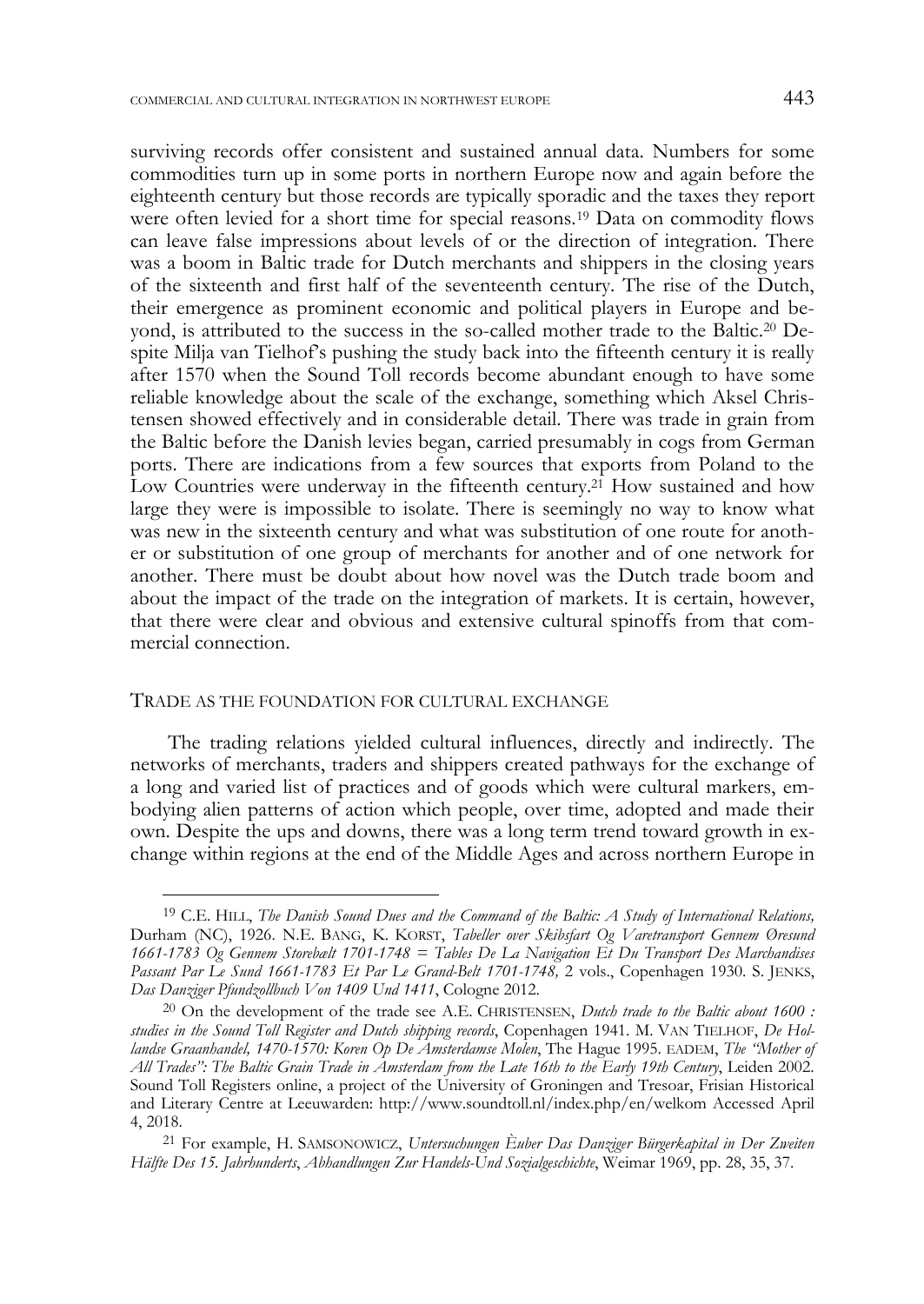surviving records offer consistent and sustained annual data. Numbers for some commodities turn up in some ports in northern Europe now and again before the eighteenth century but those records are typically sporadic and the taxes they report were often levied for a short time for special reasons.[19] Data on commodity flows can leave false impressions about levels of or the direction of integration. There was a boom in Baltic trade for Dutch merchants and shippers in the closing years of the sixteenth and first half of the seventeenth century. The rise of the Dutch, their emergence as prominent economic and political players in Europe and beyond, is attributed to the success in the so-called mother trade to the Baltic.[20] Despite Milja van Tielhof's pushing the study back into the fifteenth century it is really after 1570 when the Sound Toll records become abundant enough to have some reliable knowledge about the scale of the exchange, something which Aksel Christensen showed effectively and in considerable detail. There was trade in grain from the Baltic before the Danish levies began, carried presumably in cogs from German ports. There are indications from a few sources that exports from Poland to the Low Countries were underway in the fifteenth century.[21] How sustained and how large they were is impossible to isolate. There is seemingly no way to know what was new in the sixteenth century and what was substitution of one route for another or substitution of one group of merchants for another and of one network for another. There must be doubt about how novel was the Dutch trade boom and about the impact of the trade on the integration of markets. It is certain, however, that there were clear and obvious and extensive cultural spinoffs from that commercial connection.

## TRADE AS THE FOUNDATION FOR CULTURAL EXCHANGE

The trading relations yielded cultural influences, directly and indirectly. The networks of merchants, traders and shippers created pathways for the exchange of a long and varied list of practices and of goods which were cultural markers, embodying alien patterns of action which people, over time, adopted and made their own. Despite the ups and downs, there was a long term trend toward growth in exchange within regions at the end of the Middle Ages and across northern Europe in

---

[19] C.E. HILL, *The Danish Sound Dues and the Command of the Baltic: A Study of International Relations,* Durham (NC), 1926. N.E. BANG, K. KORST, *Tabeller over Skibsfart Og Varetransport Gennem Øresund 1661-1783 Og Gennem Storebælt 1701-1748 = Tables De La Navigation Et Du Transport Des Marchandises Passant Par Le Sund 1661-1783 Et Par Le Grand-Belt 1701-1748,* 2 vols., Copenhagen 1930. S. JENKS, *Das Danziger Pfundzollbuch Von 1409 Und 1411*, Cologne 2012.

[20] On the development of the trade see A.E. CHRISTENSEN, *Dutch trade to the Baltic about 1600 : studies in the Sound Toll Register and Dutch shipping records*, Copenhagen 1941. M. VAN TIELHOF, *De Hollandse Graanhandel, 1470-1570: Koren Op De Amsterdamse Molen*, The Hague 1995. EADEM, *The "Mother of All Trades": The Baltic Grain Trade in Amsterdam from the Late 16th to the Early 19th Century*, Leiden 2002. Sound Toll Registers online, a project of the University of Groningen and Tresoar, Frisian Historical and Literary Centre at Leeuwarden: http://www.soundtoll.nl/index.php/en/welkom Accessed April 4, 2018.

[21] For example, H. SAMSONOWICZ, *Untersuchungen Èuber Das Danziger Bürgerkapital in Der Zweiten Hälfte Des 15. Jahrhunderts*, *Abhandlungen Zur Handels-Und Sozialgeschichte*, Weimar 1969, pp. 28, 35, 37.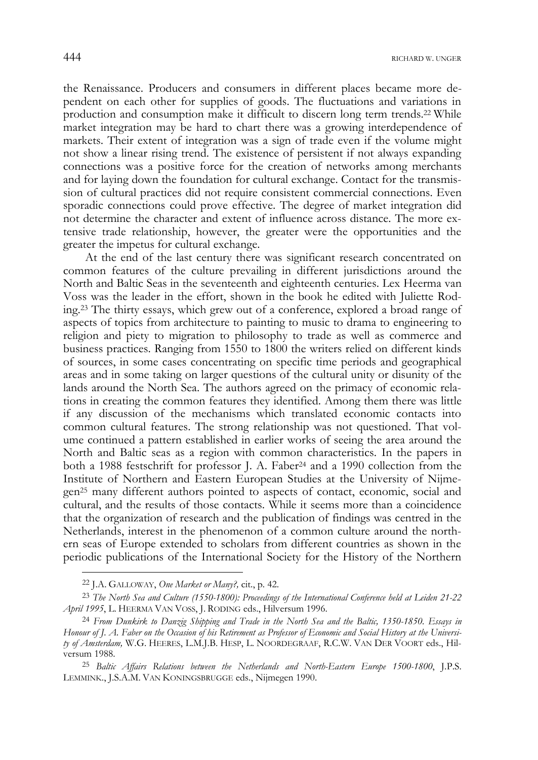the Renaissance. Producers and consumers in different places became more dependent on each other for supplies of goods. The fluctuations and variations in production and consumption make it difficult to discern long term trends.[22] While market integration may be hard to chart there was a growing interdependence of markets. Their extent of integration was a sign of trade even if the volume might not show a linear rising trend. The existence of persistent if not always expanding connections was a positive force for the creation of networks among merchants and for laying down the foundation for cultural exchange. Contact for the transmission of cultural practices did not require consistent commercial connections. Even sporadic connections could prove effective. The degree of market integration did not determine the character and extent of influence across distance. The more extensive trade relationship, however, the greater were the opportunities and the greater the impetus for cultural exchange.

At the end of the last century there was significant research concentrated on common features of the culture prevailing in different jurisdictions around the North and Baltic Seas in the seventeenth and eighteenth centuries. Lex Heerma van Voss was the leader in the effort, shown in the book he edited with Juliette Roding.[23] The thirty essays, which grew out of a conference, explored a broad range of aspects of topics from architecture to painting to music to drama to engineering to religion and piety to migration to philosophy to trade as well as commerce and business practices. Ranging from 1550 to 1800 the writers relied on different kinds of sources, in some cases concentrating on specific time periods and geographical areas and in some taking on larger questions of the cultural unity or disunity of the lands around the North Sea. The authors agreed on the primacy of economic relations in creating the common features they identified. Among them there was little if any discussion of the mechanisms which translated economic contacts into common cultural features. The strong relationship was not questioned. That volume continued a pattern established in earlier works of seeing the area around the North and Baltic seas as a region with common characteristics. In the papers in both a 1988 festschrift for professor J. A. Faber[24] and a 1990 collection from the Institute of Northern and Eastern European Studies at the University of Nijmegen[25] many different authors pointed to aspects of contact, economic, social and cultural, and the results of those contacts. While it seems more than a coincidence that the organization of research and the publication of findings was centred in the Netherlands, interest in the phenomenon of a common culture around the northern seas of Europe extended to scholars from different countries as shown in the periodic publications of the International Society for the History of the Northern

---

[22] J.A. GALLOWAY, *One Market or Many?,* cit., p. 42.

[23] *The North Sea and Culture (1550-1800): Proceedings of the International Conference held at Leiden 21-22 April 1995*, L. HEERMA VAN VOSS, J. RODING eds., Hilversum 1996.

[24] *From Dunkirk to Danzig Shipping and Trade in the North Sea and the Baltic, 1350-1850. Essays in Honour of J. A. Faber on the Occasion of his Retirement as Professor of Economic and Social History at the University of Amsterdam,* W.G. HEERES, L.M.J.B. HESP, L. NOORDEGRAAF, R.C.W. VAN DER VOORT eds., Hilversum 1988.

[25] *Baltic Affairs Relations between the Netherlands and North-Eastern Europe 1500-1800*, J.P.S. LEMMINK., J.S.A.M. VAN KONINGSBRUGGE eds., Nijmegen 1990.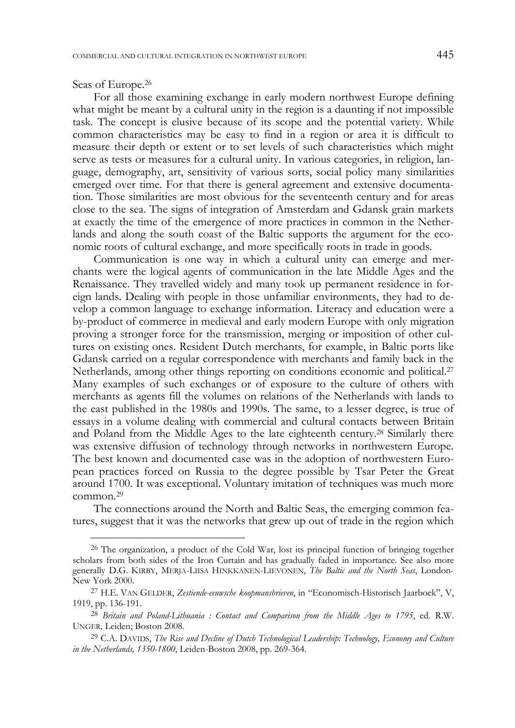Seas of Europe.[26]

For all those examining exchange in early modern northwest Europe defining what might be meant by a cultural unity in the region is a daunting if not impossible task. The concept is elusive because of its scope and the potential variety. While common characteristics may be easy to find in a region or area it is difficult to measure their depth or extent or to set levels of such characteristics which might serve as tests or measures for a cultural unity. In various categories, in religion, language, demography, art, sensitivity of various sorts, social policy many similarities emerged over time. For that there is general agreement and extensive documentation. Those similarities are most obvious for the seventeenth century and for areas close to the sea. The signs of integration of Amsterdam and Gdansk grain markets at exactly the time of the emergence of more practices in common in the Netherlands and along the south coast of the Baltic supports the argument for the economic roots of cultural exchange, and more specifically roots in trade in goods.

Communication is one way in which a cultural unity can emerge and merchants were the logical agents of communication in the late Middle Ages and the Renaissance. They travelled widely and many took up permanent residence in foreign lands. Dealing with people in those unfamiliar environments, they had to develop a common language to exchange information. Literacy and education were a by-product of commerce in medieval and early modern Europe with only migration proving a stronger force for the transmission, merging or imposition of other cultures on existing ones. Resident Dutch merchants, for example, in Baltic ports like Gdansk carried on a regular correspondence with merchants and family back in the Netherlands, among other things reporting on conditions economic and political.[27] Many examples of such exchanges or of exposure to the culture of others with merchants as agents fill the volumes on relations of the Netherlands with lands to the east published in the 1980s and 1990s. The same, to a lesser degree, is true of essays in a volume dealing with commercial and cultural contacts between Britain and Poland from the Middle Ages to the late eighteenth century.[28] Similarly there was extensive diffusion of technology through networks in northwestern Europe. The best known and documented case was in the adoption of northwestern European practices forced on Russia to the degree possible by Tsar Peter the Great around 1700. It was exceptional. Voluntary imitation of techniques was much more common.[29]

The connections around the North and Baltic Seas, the emerging common features, suggest that it was the networks that grew up out of trade in the region which

---

[26] The organization, a product of the Cold War, lost its principal function of bringing together scholars from both sides of the Iron Curtain and has gradually faded in importance. See also more generally D.G. KIRBY, MERJA-LIISA HINKKANEN-LIEVONEN, *The Baltic and the North Seas*, London-New York 2000.

[27] H.E. VAN GELDER, *Zestiende-eeuwsche koopmansbrieven*, in "Economisch-Historisch Jaarboek", V, 1919, pp. 136-191.

[28] *Britain and Poland-Lithuania : Contact and Comparison from the Middle Ages to 1795*, ed. R.W. UNGER, Leiden; Boston 2008.

[29] C.A. DAVIDS, *The Rise and Decline of Dutch Technological Leadership: Technology, Economy and Culture in the Netherlands, 1350-1800*, Leiden-Boston 2008, pp. 269-364.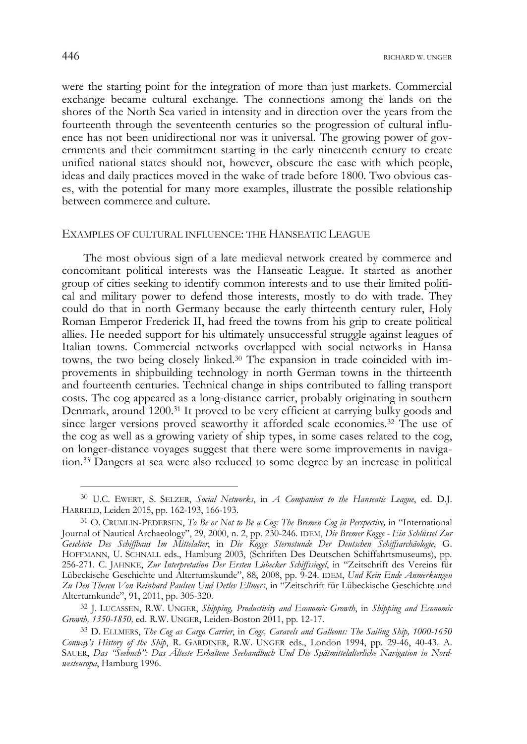were the starting point for the integration of more than just markets. Commercial exchange became cultural exchange. The connections among the lands on the shores of the North Sea varied in intensity and in direction over the years from the fourteenth through the seventeenth centuries so the progression of cultural influence has not been unidirectional nor was it universal. The growing power of governments and their commitment starting in the early nineteenth century to create unified national states should not, however, obscure the ease with which people, ideas and daily practices moved in the wake of trade before 1800. Two obvious cases, with the potential for many more examples, illustrate the possible relationship between commerce and culture.

## EXAMPLES OF CULTURAL INFLUENCE: THE HANSEATIC LEAGUE

The most obvious sign of a late medieval network created by commerce and concomitant political interests was the Hanseatic League. It started as another group of cities seeking to identify common interests and to use their limited political and military power to defend those interests, mostly to do with trade. They could do that in north Germany because the early thirteenth century ruler, Holy Roman Emperor Frederick II, had freed the towns from his grip to create political allies. He needed support for his ultimately unsuccessful struggle against leagues of Italian towns. Commercial networks overlapped with social networks in Hansa towns, the two being closely linked.[30] The expansion in trade coincided with improvements in shipbuilding technology in north German towns in the thirteenth and fourteenth centuries. Technical change in ships contributed to falling transport costs. The cog appeared as a long-distance carrier, probably originating in southern Denmark, around 1200.[31] It proved to be very efficient at carrying bulky goods and since larger versions proved seaworthy it afforded scale economies.[32] The use of the cog as well as a growing variety of ship types, in some cases related to the cog, on longer-distance voyages suggest that there were some improvements in navigation.[33] Dangers at sea were also reduced to some degree by an increase in political

---

[30] U.C. EWERT, S. SELZER, *Social Networks*, in *A Companion to the Hanseatic League*, ed. D.J. HARRELD, Leiden 2015, pp. 162-193, 166-193.

[31] O. CRUMLIN-PEDERSEN, *To Be or Not to Be a Cog: The Bremen Cog in Perspective,* in "International Journal of Nautical Archaeology", 29, 2000, n. 2, pp. 230-246. IDEM, *Die Bremer Kogge - Ein Schlüssel Zur Geschicte Des Schiffbaus Im Mittelalter*, in *Die Kogge Sternstunde Der Deutschen Schiffsarchäologie*, G. HOFFMANN, U. SCHNALL eds., Hamburg 2003, (Schriften Des Deutschen Schiffahrtsmuseums), pp. 256-271. C. JAHNKE, *Zur Interpretation Der Ersten Lübecker Schiffssiegel*, in "Zeitschrift des Vereins für Lübeckische Geschichte und Altertumskunde", 88, 2008, pp. 9-24. IDEM, *Und Kein Ende Anmerkungen Zu Den Thesen Von Reinhard Paulsen Und Detlev Ellmers*, in "Zeitschrift für Lübeckische Geschichte und Altertumkunde", 91, 2011, pp. 305-320.

[32] J. LUCASSEN, R.W. UNGER, *Shipping, Productivity and Economic Growth*, in *Shipping and Economic Growth, 1350-1850,* ed. R.W. UNGER, Leiden-Boston 2011, pp. 12-17.

[33] D. ELLMERS, *The Cog as Cargo Carrier*, in *Cogs, Caravels and Galleons: The Sailing Ship, 1000-1650 Conway's History of the Ship*, R. GARDINER, R.W. UNGER eds., London 1994, pp. 29-46, 40-43. A. SAUER, *Das "Seebuch": Das Älteste Erhaltene Seehandbuch Und Die Spätmittelalterliche Navigation in Nordwesteuropa*, Hamburg 1996.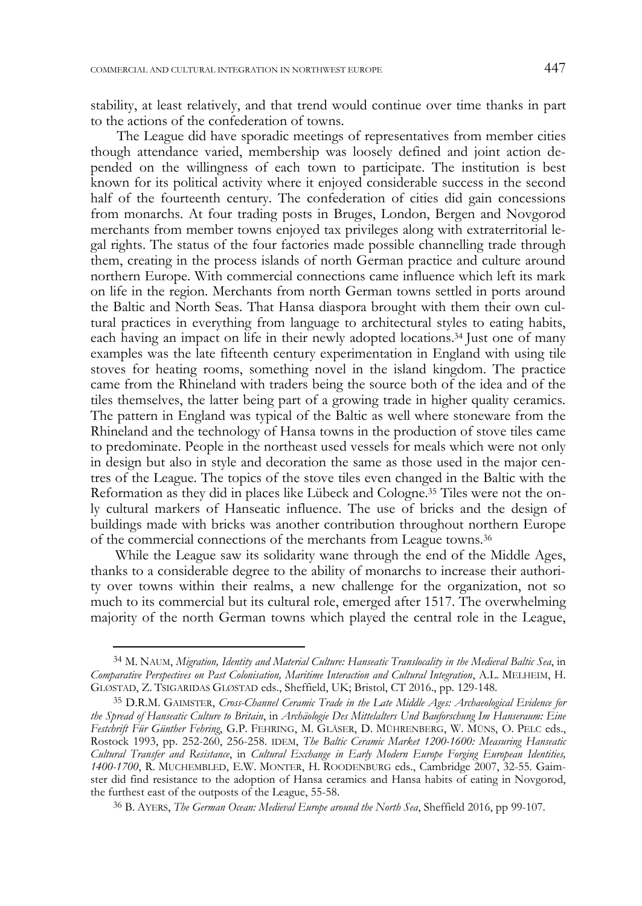stability, at least relatively, and that trend would continue over time thanks in part to the actions of the confederation of towns.

The League did have sporadic meetings of representatives from member cities though attendance varied, membership was loosely defined and joint action depended on the willingness of each town to participate. The institution is best known for its political activity where it enjoyed considerable success in the second half of the fourteenth century. The confederation of cities did gain concessions from monarchs. At four trading posts in Bruges, London, Bergen and Novgorod merchants from member towns enjoyed tax privileges along with extraterritorial legal rights. The status of the four factories made possible channelling trade through them, creating in the process islands of north German practice and culture around northern Europe. With commercial connections came influence which left its mark on life in the region. Merchants from north German towns settled in ports around the Baltic and North Seas. That Hansa diaspora brought with them their own cultural practices in everything from language to architectural styles to eating habits, each having an impact on life in their newly adopted locations.[34] Just one of many examples was the late fifteenth century experimentation in England with using tile stoves for heating rooms, something novel in the island kingdom. The practice came from the Rhineland with traders being the source both of the idea and of the tiles themselves, the latter being part of a growing trade in higher quality ceramics. The pattern in England was typical of the Baltic as well where stoneware from the Rhineland and the technology of Hansa towns in the production of stove tiles came to predominate. People in the northeast used vessels for meals which were not only in design but also in style and decoration the same as those used in the major centres of the League. The topics of the stove tiles even changed in the Baltic with the Reformation as they did in places like Lübeck and Cologne.[35] Tiles were not the only cultural markers of Hanseatic influence. The use of bricks and the design of buildings made with bricks was another contribution throughout northern Europe of the commercial connections of the merchants from League towns.[36]

While the League saw its solidarity wane through the end of the Middle Ages, thanks to a considerable degree to the ability of monarchs to increase their authority over towns within their realms, a new challenge for the organization, not so much to its commercial but its cultural role, emerged after 1517. The overwhelming majority of the north German towns which played the central role in the League,

---

[34] M. NAUM, *Migration, Identity and Material Culture: Hanseatic Translocality in the Medieval Baltic Sea*, in *Comparative Perspectives on Past Colonisation, Maritime Interaction and Cultural Integration*, A.L. MELHEIM, H. GLØSTAD, Z. TSIGARIDAS GLØSTAD eds., Sheffield, UK; Bristol, CT 2016., pp. 129-148.

[35] D.R.M. GAIMSTER, *Cross-Channel Ceramic Trade in the Late Middle Ages: Archaeological Evidence for the Spread of Hanseatic Culture to Britain*, in *Archäologie Des Mittelalters Und Bauforschung Im Hanseraum: Eine Festchrift Für Günther Fehring*, G.P. FEHRING, M. GLÄSER, D. MÜHRENBERG, W. MÜNS, O. PELC eds., Rostock 1993, pp. 252-260, 256-258. IDEM, *The Baltic Ceramic Market 1200-1600: Measuring Hanseatic Cultural Transfer and Resistance*, in *Cultural Exchange in Early Modern Europe Forging European Identities, 1400-1700*, R. MUCHEMBLED, E.W. MONTER, H. ROODENBURG eds., Cambridge 2007, 32-55. Gaimster did find resistance to the adoption of Hansa ceramics and Hansa habits of eating in Novgorod, the furthest east of the outposts of the League, 55-58.

[36] B. AYERS, *The German Ocean: Medieval Europe around the North Sea*, Sheffield 2016, pp 99-107.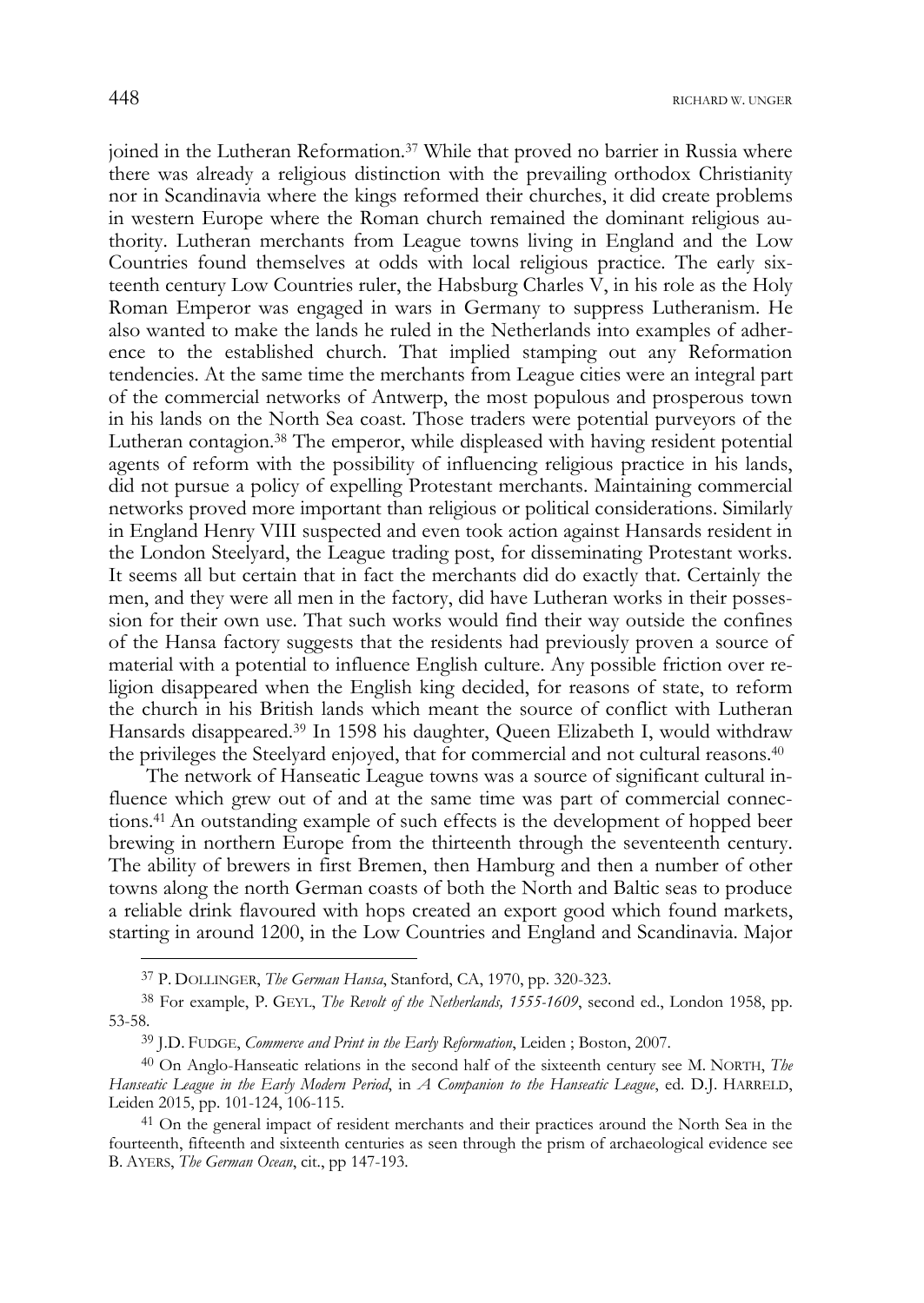joined in the Lutheran Reformation.[37] While that proved no barrier in Russia where there was already a religious distinction with the prevailing orthodox Christianity nor in Scandinavia where the kings reformed their churches, it did create problems in western Europe where the Roman church remained the dominant religious authority. Lutheran merchants from League towns living in England and the Low Countries found themselves at odds with local religious practice. The early sixteenth century Low Countries ruler, the Habsburg Charles V, in his role as the Holy Roman Emperor was engaged in wars in Germany to suppress Lutheranism. He also wanted to make the lands he ruled in the Netherlands into examples of adherence to the established church. That implied stamping out any Reformation tendencies. At the same time the merchants from League cities were an integral part of the commercial networks of Antwerp, the most populous and prosperous town in his lands on the North Sea coast. Those traders were potential purveyors of the Lutheran contagion.[38] The emperor, while displeased with having resident potential agents of reform with the possibility of influencing religious practice in his lands, did not pursue a policy of expelling Protestant merchants. Maintaining commercial networks proved more important than religious or political considerations. Similarly in England Henry VIII suspected and even took action against Hansards resident in the London Steelyard, the League trading post, for disseminating Protestant works. It seems all but certain that in fact the merchants did do exactly that. Certainly the men, and they were all men in the factory, did have Lutheran works in their possession for their own use. That such works would find their way outside the confines of the Hansa factory suggests that the residents had previously proven a source of material with a potential to influence English culture. Any possible friction over religion disappeared when the English king decided, for reasons of state, to reform the church in his British lands which meant the source of conflict with Lutheran Hansards disappeared.[39] In 1598 his daughter, Queen Elizabeth I, would withdraw the privileges the Steelyard enjoyed, that for commercial and not cultural reasons.[40]

The network of Hanseatic League towns was a source of significant cultural influence which grew out of and at the same time was part of commercial connections.[41] An outstanding example of such effects is the development of hopped beer brewing in northern Europe from the thirteenth through the seventeenth century. The ability of brewers in first Bremen, then Hamburg and then a number of other towns along the north German coasts of both the North and Baltic seas to produce a reliable drink flavoured with hops created an export good which found markets, starting in around 1200, in the Low Countries and England and Scandinavia. Major

---

[37] P. Dollinger, *The German Hansa*, Stanford, CA, 1970, pp. 320-323.

[38] For example, P. Geyl, *The Revolt of the Netherlands, 1555-1609*, second ed., London 1958, pp. 53-58.

[39] J.D. Fudge, *Commerce and Print in the Early Reformation*, Leiden ; Boston, 2007.

[40] On Anglo-Hanseatic relations in the second half of the sixteenth century see M. North, *The Hanseatic League in the Early Modern Period*, in *A Companion to the Hanseatic League*, ed. D.J. Harreld, Leiden 2015, pp. 101-124, 106-115.

[41] On the general impact of resident merchants and their practices around the North Sea in the fourteenth, fifteenth and sixteenth centuries as seen through the prism of archaeological evidence see B. Ayers, *The German Ocean*, cit., pp 147-193.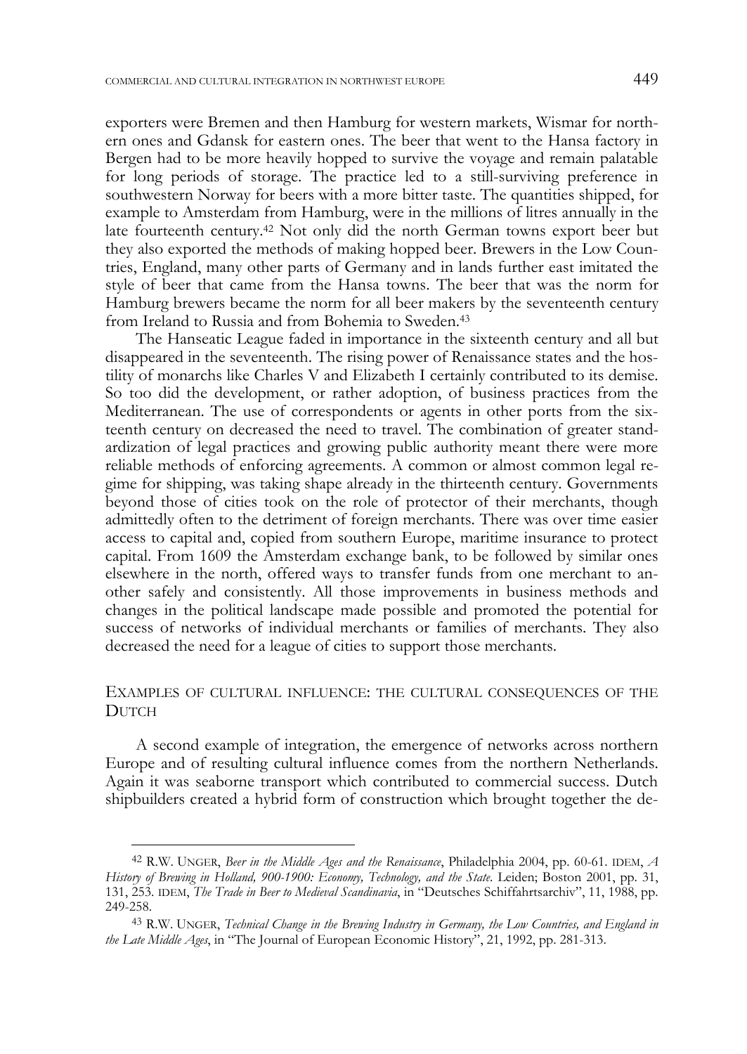exporters were Bremen and then Hamburg for western markets, Wismar for northern ones and Gdansk for eastern ones. The beer that went to the Hansa factory in Bergen had to be more heavily hopped to survive the voyage and remain palatable for long periods of storage. The practice led to a still-surviving preference in southwestern Norway for beers with a more bitter taste. The quantities shipped, for example to Amsterdam from Hamburg, were in the millions of litres annually in the late fourteenth century.[42] Not only did the north German towns export beer but they also exported the methods of making hopped beer. Brewers in the Low Countries, England, many other parts of Germany and in lands further east imitated the style of beer that came from the Hansa towns. The beer that was the norm for Hamburg brewers became the norm for all beer makers by the seventeenth century from Ireland to Russia and from Bohemia to Sweden.[43]

The Hanseatic League faded in importance in the sixteenth century and all but disappeared in the seventeenth. The rising power of Renaissance states and the hostility of monarchs like Charles V and Elizabeth I certainly contributed to its demise. So too did the development, or rather adoption, of business practices from the Mediterranean. The use of correspondents or agents in other ports from the sixteenth century on decreased the need to travel. The combination of greater standardization of legal practices and growing public authority meant there were more reliable methods of enforcing agreements. A common or almost common legal regime for shipping, was taking shape already in the thirteenth century. Governments beyond those of cities took on the role of protector of their merchants, though admittedly often to the detriment of foreign merchants. There was over time easier access to capital and, copied from southern Europe, maritime insurance to protect capital. From 1609 the Amsterdam exchange bank, to be followed by similar ones elsewhere in the north, offered ways to transfer funds from one merchant to another safely and consistently. All those improvements in business methods and changes in the political landscape made possible and promoted the potential for success of networks of individual merchants or families of merchants. They also decreased the need for a league of cities to support those merchants.

## EXAMPLES OF CULTURAL INFLUENCE: THE CULTURAL CONSEQUENCES OF THE DUTCH

A second example of integration, the emergence of networks across northern Europe and of resulting cultural influence comes from the northern Netherlands. Again it was seaborne transport which contributed to commercial success. Dutch shipbuilders created a hybrid form of construction which brought together the de-

---

[42] R.W. UNGER, *Beer in the Middle Ages and the Renaissance*, Philadelphia 2004, pp. 60-61. IDEM, *A History of Brewing in Holland, 900-1900: Economy, Technology, and the State*. Leiden; Boston 2001, pp. 31, 131, 253. IDEM, *The Trade in Beer to Medieval Scandinavia*, in "Deutsches Schiffahrtsarchiv", 11, 1988, pp. 249-258.

[43] R.W. UNGER, *Technical Change in the Brewing Industry in Germany, the Low Countries, and England in the Late Middle Ages*, in "The Journal of European Economic History", 21, 1992, pp. 281-313.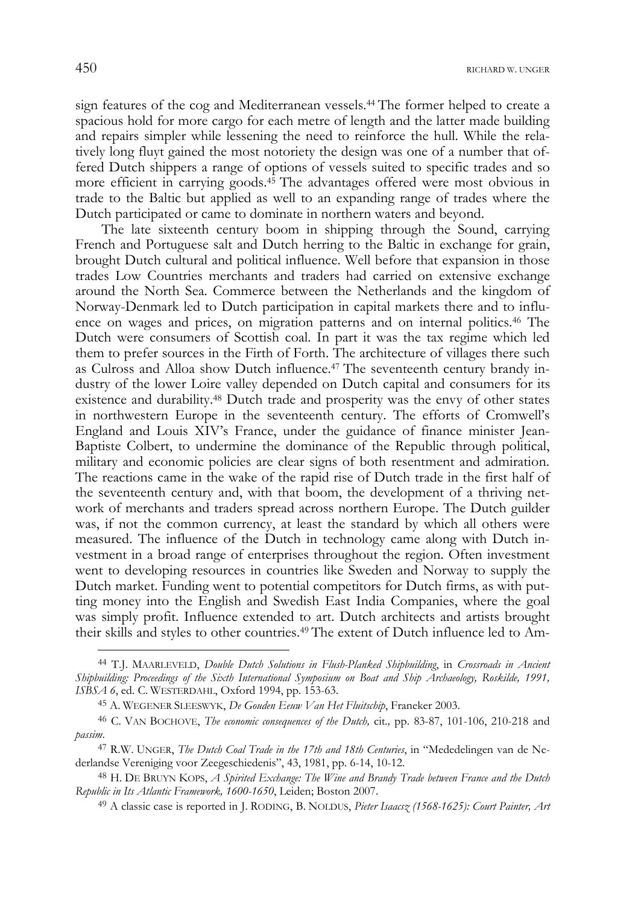sign features of the cog and Mediterranean vessels.[44] The former helped to create a spacious hold for more cargo for each metre of length and the latter made building and repairs simpler while lessening the need to reinforce the hull. While the relatively long fluyt gained the most notoriety the design was one of a number that offered Dutch shippers a range of options of vessels suited to specific trades and so more efficient in carrying goods.[45] The advantages offered were most obvious in trade to the Baltic but applied as well to an expanding range of trades where the Dutch participated or came to dominate in northern waters and beyond.

The late sixteenth century boom in shipping through the Sound, carrying French and Portuguese salt and Dutch herring to the Baltic in exchange for grain, brought Dutch cultural and political influence. Well before that expansion in those trades Low Countries merchants and traders had carried on extensive exchange around the North Sea. Commerce between the Netherlands and the kingdom of Norway-Denmark led to Dutch participation in capital markets there and to influence on wages and prices, on migration patterns and on internal politics.[46] The Dutch were consumers of Scottish coal. In part it was the tax regime which led them to prefer sources in the Firth of Forth. The architecture of villages there such as Culross and Alloa show Dutch influence.[47] The seventeenth century brandy industry of the lower Loire valley depended on Dutch capital and consumers for its existence and durability.[48] Dutch trade and prosperity was the envy of other states in northwestern Europe in the seventeenth century. The efforts of Cromwell's England and Louis XIV's France, under the guidance of finance minister Jean-Baptiste Colbert, to undermine the dominance of the Republic through political, military and economic policies are clear signs of both resentment and admiration. The reactions came in the wake of the rapid rise of Dutch trade in the first half of the seventeenth century and, with that boom, the development of a thriving network of merchants and traders spread across northern Europe. The Dutch guilder was, if not the common currency, at least the standard by which all others were measured. The influence of the Dutch in technology came along with Dutch investment in a broad range of enterprises throughout the region. Often investment went to developing resources in countries like Sweden and Norway to supply the Dutch market. Funding went to potential competitors for Dutch firms, as with putting money into the English and Swedish East India Companies, where the goal was simply profit. Influence extended to art. Dutch architects and artists brought their skills and styles to other countries.[49] The extent of Dutch influence led to Am-

---

[44] T.J. Maarleveld, *Double Dutch Solutions in Flush-Planked Shipbuilding*, in *Crossroads in Ancient Shipbuilding: Proceedings of the Sixth International Symposium on Boat and Ship Archaeology, Roskilde, 1991, ISBSA 6*, ed. C. Westerdahl, Oxford 1994, pp. 153-63.

[45] A. Wegener Sleeswyk, *De Gouden Eeuw Van Het Fluitschip*, Franeker 2003.

[46] C. van Bochove, *The economic consequences of the Dutch,* cit.*,* pp. 83-87, 101-106, 210-218 and *passim*.

[47] R.W. Unger, *The Dutch Coal Trade in the 17th and 18th Centuries*, in "Mededelingen van de Nederlandse Vereniging voor Zeegeschiedenis", 43, 1981, pp. 6-14, 10-12.

[48] H. de Bruyn Kops, *A Spirited Exchange: The Wine and Brandy Trade between France and the Dutch Republic in Its Atlantic Framework, 1600-1650*, Leiden; Boston 2007.

[49] A classic case is reported in J. Roding, B. Noldus, *Pieter Isaacsz (1568-1625): Court Painter, Art*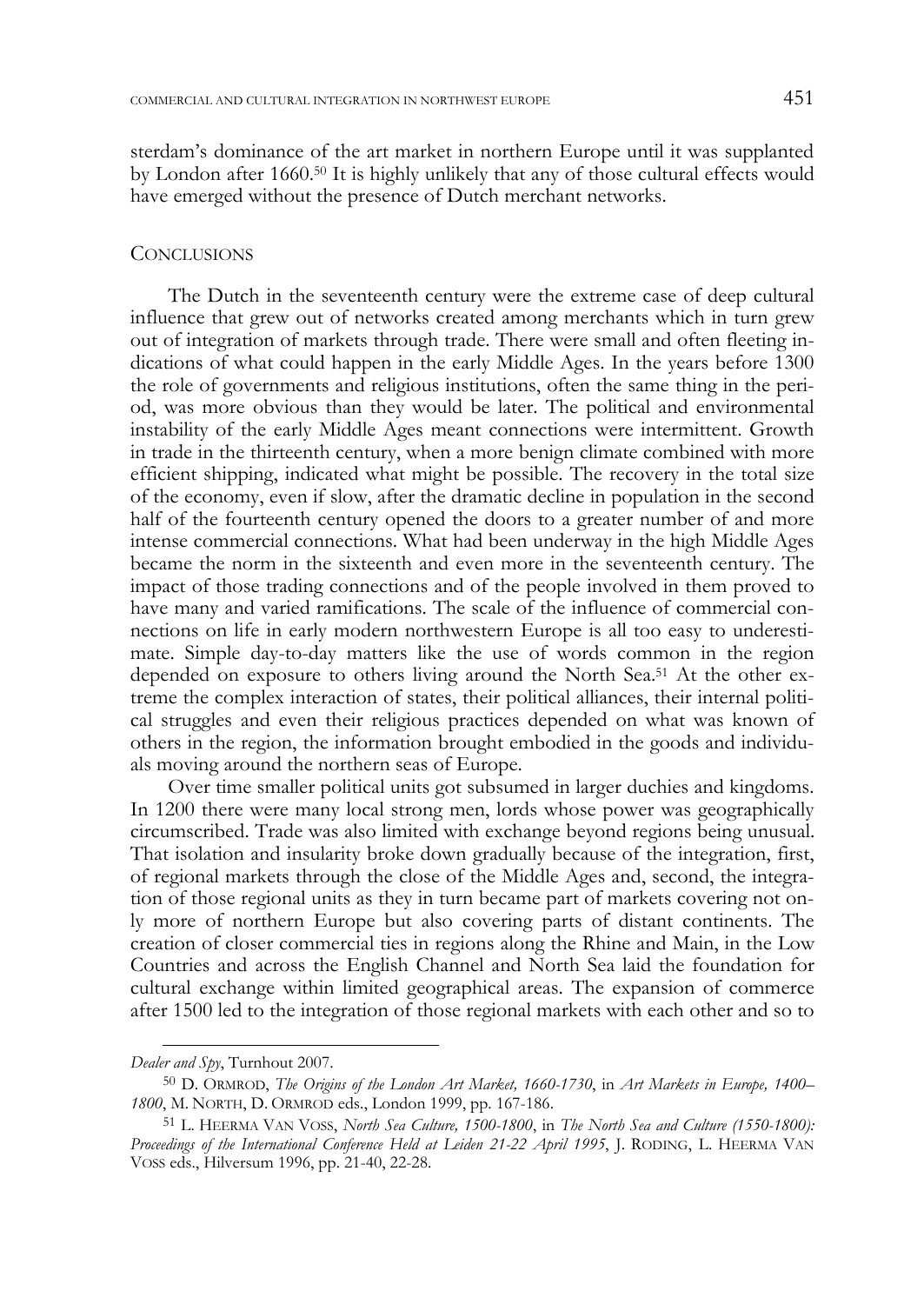sterdam's dominance of the art market in northern Europe until it was supplanted by London after 1660.[50] It is highly unlikely that any of those cultural effects would have emerged without the presence of Dutch merchant networks.

## Conclusions

The Dutch in the seventeenth century were the extreme case of deep cultural influence that grew out of networks created among merchants which in turn grew out of integration of markets through trade. There were small and often fleeting indications of what could happen in the early Middle Ages. In the years before 1300 the role of governments and religious institutions, often the same thing in the period, was more obvious than they would be later. The political and environmental instability of the early Middle Ages meant connections were intermittent. Growth in trade in the thirteenth century, when a more benign climate combined with more efficient shipping, indicated what might be possible. The recovery in the total size of the economy, even if slow, after the dramatic decline in population in the second half of the fourteenth century opened the doors to a greater number of and more intense commercial connections. What had been underway in the high Middle Ages became the norm in the sixteenth and even more in the seventeenth century. The impact of those trading connections and of the people involved in them proved to have many and varied ramifications. The scale of the influence of commercial connections on life in early modern northwestern Europe is all too easy to underestimate. Simple day-to-day matters like the use of words common in the region depended on exposure to others living around the North Sea.[51] At the other extreme the complex interaction of states, their political alliances, their internal political struggles and even their religious practices depended on what was known of others in the region, the information brought embodied in the goods and individuals moving around the northern seas of Europe.

Over time smaller political units got subsumed in larger duchies and kingdoms. In 1200 there were many local strong men, lords whose power was geographically circumscribed. Trade was also limited with exchange beyond regions being unusual. That isolation and insularity broke down gradually because of the integration, first, of regional markets through the close of the Middle Ages and, second, the integration of those regional units as they in turn became part of markets covering not only more of northern Europe but also covering parts of distant continents. The creation of closer commercial ties in regions along the Rhine and Main, in the Low Countries and across the English Channel and North Sea laid the foundation for cultural exchange within limited geographical areas. The expansion of commerce after 1500 led to the integration of those regional markets with each other and so to

---

*Dealer and Spy*, Turnhout 2007.

[50] D. Ormrod, *The Origins of the London Art Market, 1660-1730*, in *Art Markets in Europe, 1400–1800*, M. North, D. Ormrod eds., London 1999, pp. 167-186.

[51] L. Heerma van Voss, *North Sea Culture, 1500-1800*, in *The North Sea and Culture (1550-1800): Proceedings of the International Conference Held at Leiden 21-22 April 1995*, J. Roding, L. Heerma van Voss eds., Hilversum 1996, pp. 21-40, 22-28.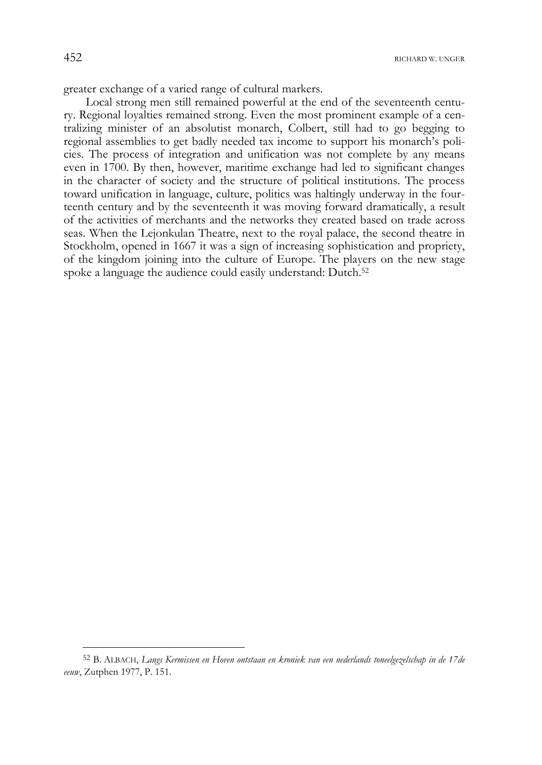greater exchange of a varied range of cultural markers.

Local strong men still remained powerful at the end of the seventeenth century. Regional loyalties remained strong. Even the most prominent example of a centralizing minister of an absolutist monarch, Colbert, still had to go begging to regional assemblies to get badly needed tax income to support his monarch's policies. The process of integration and unification was not complete by any means even in 1700. By then, however, maritime exchange had led to significant changes in the character of society and the structure of political institutions. The process toward unification in language, culture, politics was haltingly underway in the fourteenth century and by the seventeenth it was moving forward dramatically, a result of the activities of merchants and the networks they created based on trade across seas. When the Lejonkulan Theatre, next to the royal palace, the second theatre in Stockholm, opened in 1667 it was a sign of increasing sophistication and propriety, of the kingdom joining into the culture of Europe. The players on the new stage spoke a language the audience could easily understand: Dutch.[52]

---

[52] B. ALBACH, *Langs Kermissen en Hoven ontstaan en kroniek van een nederlands toneelgezelschap in de 17de eeuw*, Zutphen 1977, P. 151.